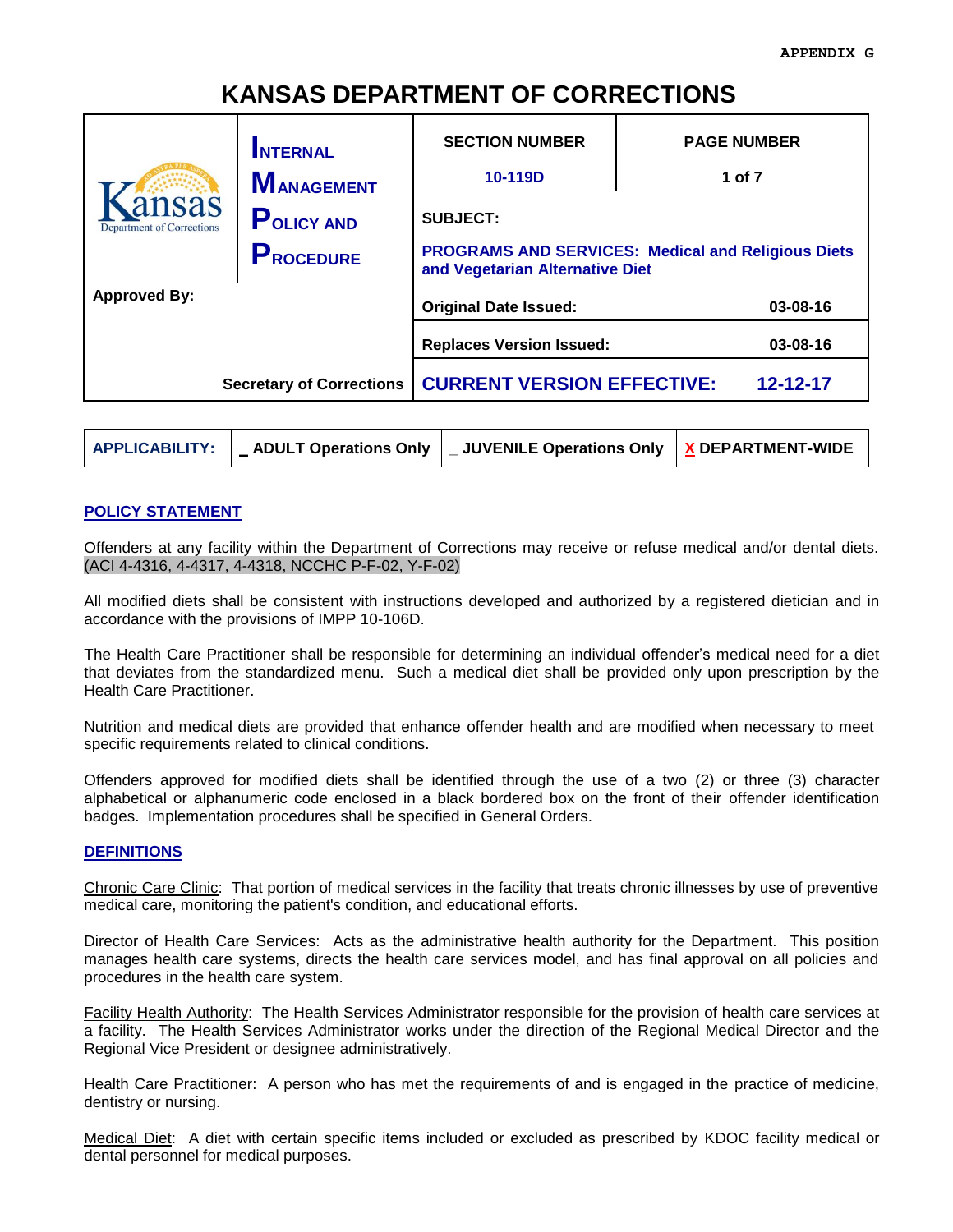APPENDIX G

# KANSAS DEPARTMENT OF CORRECTIONS

| Kansas Department of Corrections | INTERNAL MANAGEMENT POLICY AND PROCEDURE | SECTION NUMBER | PAGE NUMBER |
|---|---|---|---|
| | | 10-119D | 1 of 7 |
| | | **SUBJECT:** PROGRAMS AND SERVICES: Medical and Religious Diets and Vegetarian Alternative Diet | |
| **Approved By:** | | **Original Date Issued:** | 03-08-16 |
| | | **Replaces Version Issued:** | 03-08-16 |
| Secretary of Corrections | | **CURRENT VERSION EFFECTIVE:** | 12-12-17 |

| APPLICABILITY: | _ ADULT Operations Only | _ JUVENILE Operations Only | X DEPARTMENT-WIDE |
|---|---|---|---|

## POLICY STATEMENT

Offenders at any facility within the Department of Corrections may receive or refuse medical and/or dental diets. (ACI 4-4316, 4-4317, 4-4318, NCCHC P-F-02, Y-F-02)

All modified diets shall be consistent with instructions developed and authorized by a registered dietician and in accordance with the provisions of IMPP 10-106D.

The Health Care Practitioner shall be responsible for determining an individual offender's medical need for a diet that deviates from the standardized menu. Such a medical diet shall be provided only upon prescription by the Health Care Practitioner.

Nutrition and medical diets are provided that enhance offender health and are modified when necessary to meet specific requirements related to clinical conditions.

Offenders approved for modified diets shall be identified through the use of a two (2) or three (3) character alphabetical or alphanumeric code enclosed in a black bordered box on the front of their offender identification badges. Implementation procedures shall be specified in General Orders.

## DEFINITIONS

Chronic Care Clinic: That portion of medical services in the facility that treats chronic illnesses by use of preventive medical care, monitoring the patient's condition, and educational efforts.

Director of Health Care Services: Acts as the administrative health authority for the Department. This position manages health care systems, directs the health care services model, and has final approval on all policies and procedures in the health care system.

Facility Health Authority: The Health Services Administrator responsible for the provision of health care services at a facility. The Health Services Administrator works under the direction of the Regional Medical Director and the Regional Vice President or designee administratively.

Health Care Practitioner: A person who has met the requirements of and is engaged in the practice of medicine, dentistry or nursing.

Medical Diet: A diet with certain specific items included or excluded as prescribed by KDOC facility medical or dental personnel for medical purposes.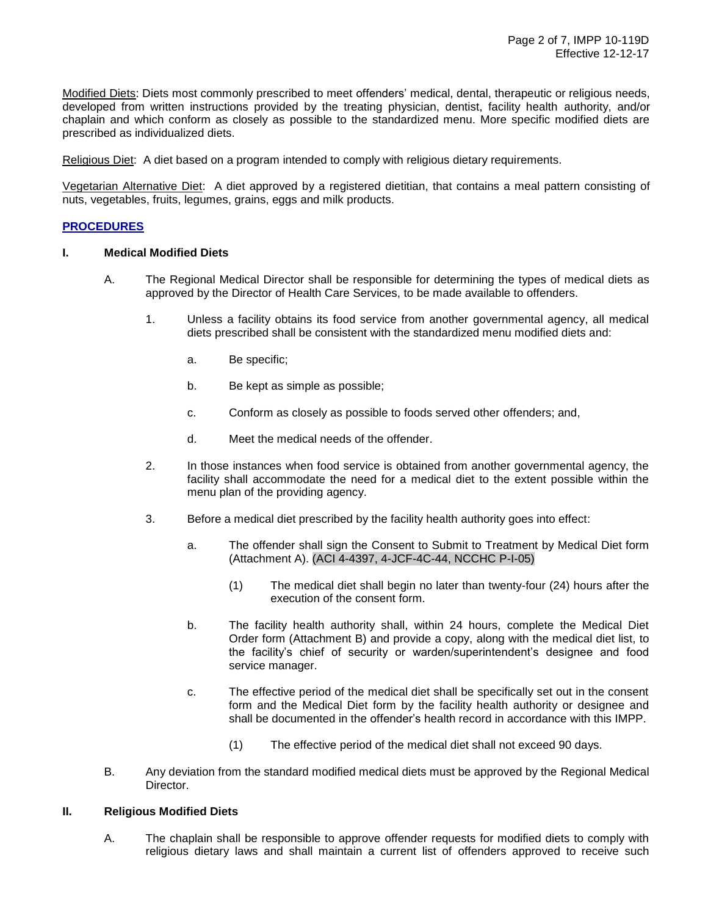Modified Diets: Diets most commonly prescribed to meet offenders' medical, dental, therapeutic or religious needs, developed from written instructions provided by the treating physician, dentist, facility health authority, and/or chaplain and which conform as closely as possible to the standardized menu. More specific modified diets are prescribed as individualized diets.

Religious Diet: A diet based on a program intended to comply with religious dietary requirements.

Vegetarian Alternative Diet: A diet approved by a registered dietitian, that contains a meal pattern consisting of nuts, vegetables, fruits, legumes, grains, eggs and milk products.

## PROCEDURES

### I. Medical Modified Diets

A. The Regional Medical Director shall be responsible for determining the types of medical diets as approved by the Director of Health Care Services, to be made available to offenders.

1. Unless a facility obtains its food service from another governmental agency, all medical diets prescribed shall be consistent with the standardized menu modified diets and:

   a. Be specific;

   b. Be kept as simple as possible;

   c. Conform as closely as possible to foods served other offenders; and,

   d. Meet the medical needs of the offender.

2. In those instances when food service is obtained from another governmental agency, the facility shall accommodate the need for a medical diet to the extent possible within the menu plan of the providing agency.

3. Before a medical diet prescribed by the facility health authority goes into effect:

   a. The offender shall sign the Consent to Submit to Treatment by Medical Diet form (Attachment A). (ACI 4-4397, 4-JCF-4C-44, NCCHC P-I-05)

      (1) The medical diet shall begin no later than twenty-four (24) hours after the execution of the consent form.

   b. The facility health authority shall, within 24 hours, complete the Medical Diet Order form (Attachment B) and provide a copy, along with the medical diet list, to the facility's chief of security or warden/superintendent's designee and food service manager.

   c. The effective period of the medical diet shall be specifically set out in the consent form and the Medical Diet form by the facility health authority or designee and shall be documented in the offender's health record in accordance with this IMPP.

      (1) The effective period of the medical diet shall not exceed 90 days.

B. Any deviation from the standard modified medical diets must be approved by the Regional Medical Director.

### II. Religious Modified Diets

A. The chaplain shall be responsible to approve offender requests for modified diets to comply with religious dietary laws and shall maintain a current list of offenders approved to receive such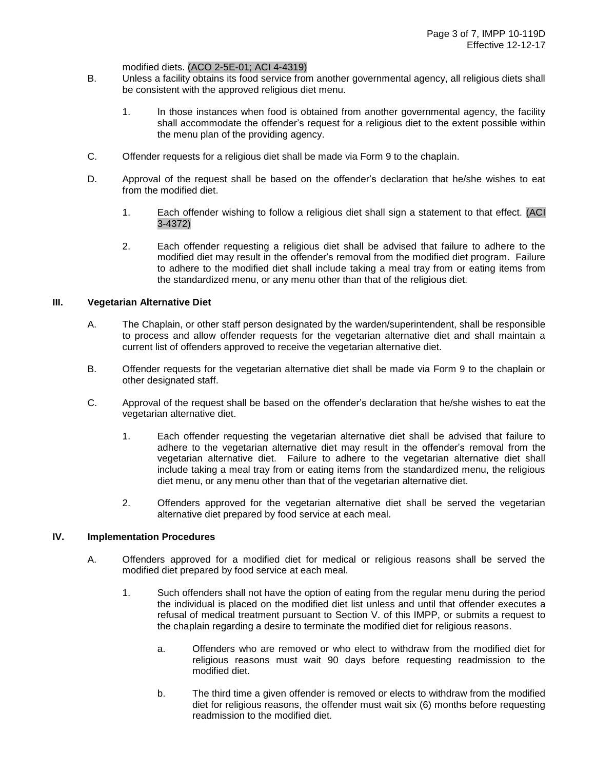modified diets. (ACO 2-5E-01; ACI 4-4319)

B. Unless a facility obtains its food service from another governmental agency, all religious diets shall be consistent with the approved religious diet menu.

   1. In those instances when food is obtained from another governmental agency, the facility shall accommodate the offender's request for a religious diet to the extent possible within the menu plan of the providing agency.

C. Offender requests for a religious diet shall be made via Form 9 to the chaplain.

D. Approval of the request shall be based on the offender's declaration that he/she wishes to eat from the modified diet.

   1. Each offender wishing to follow a religious diet shall sign a statement to that effect. (ACI 3-4372)

   2. Each offender requesting a religious diet shall be advised that failure to adhere to the modified diet may result in the offender's removal from the modified diet program. Failure to adhere to the modified diet shall include taking a meal tray from or eating items from the standardized menu, or any menu other than that of the religious diet.

## III. Vegetarian Alternative Diet

A. The Chaplain, or other staff person designated by the warden/superintendent, shall be responsible to process and allow offender requests for the vegetarian alternative diet and shall maintain a current list of offenders approved to receive the vegetarian alternative diet.

B. Offender requests for the vegetarian alternative diet shall be made via Form 9 to the chaplain or other designated staff.

C. Approval of the request shall be based on the offender's declaration that he/she wishes to eat the vegetarian alternative diet.

   1. Each offender requesting the vegetarian alternative diet shall be advised that failure to adhere to the vegetarian alternative diet may result in the offender's removal from the vegetarian alternative diet. Failure to adhere to the vegetarian alternative diet shall include taking a meal tray from or eating items from the standardized menu, the religious diet menu, or any menu other than that of the vegetarian alternative diet.

   2. Offenders approved for the vegetarian alternative diet shall be served the vegetarian alternative diet prepared by food service at each meal.

## IV. Implementation Procedures

A. Offenders approved for a modified diet for medical or religious reasons shall be served the modified diet prepared by food service at each meal.

   1. Such offenders shall not have the option of eating from the regular menu during the period the individual is placed on the modified diet list unless and until that offender executes a refusal of medical treatment pursuant to Section V. of this IMPP, or submits a request to the chaplain regarding a desire to terminate the modified diet for religious reasons.

      a. Offenders who are removed or who elect to withdraw from the modified diet for religious reasons must wait 90 days before requesting readmission to the modified diet.

      b. The third time a given offender is removed or elects to withdraw from the modified diet for religious reasons, the offender must wait six (6) months before requesting readmission to the modified diet.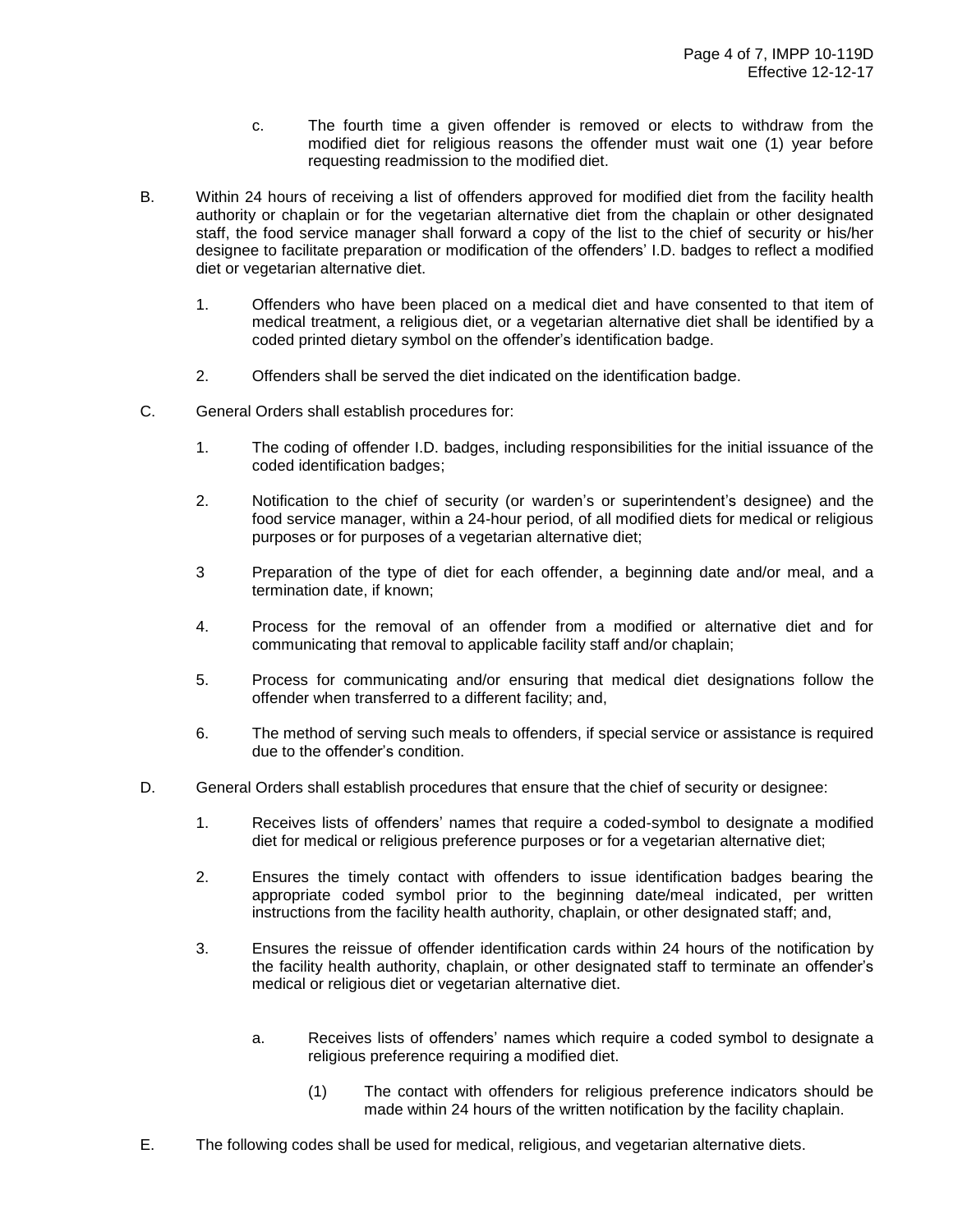c. The fourth time a given offender is removed or elects to withdraw from the modified diet for religious reasons the offender must wait one (1) year before requesting readmission to the modified diet.

B. Within 24 hours of receiving a list of offenders approved for modified diet from the facility health authority or chaplain or for the vegetarian alternative diet from the chaplain or other designated staff, the food service manager shall forward a copy of the list to the chief of security or his/her designee to facilitate preparation or modification of the offenders' I.D. badges to reflect a modified diet or vegetarian alternative diet.

1. Offenders who have been placed on a medical diet and have consented to that item of medical treatment, a religious diet, or a vegetarian alternative diet shall be identified by a coded printed dietary symbol on the offender's identification badge.

2. Offenders shall be served the diet indicated on the identification badge.

C. General Orders shall establish procedures for:

1. The coding of offender I.D. badges, including responsibilities for the initial issuance of the coded identification badges;

2. Notification to the chief of security (or warden's or superintendent's designee) and the food service manager, within a 24-hour period, of all modified diets for medical or religious purposes or for purposes of a vegetarian alternative diet;

3 Preparation of the type of diet for each offender, a beginning date and/or meal, and a termination date, if known;

4. Process for the removal of an offender from a modified or alternative diet and for communicating that removal to applicable facility staff and/or chaplain;

5. Process for communicating and/or ensuring that medical diet designations follow the offender when transferred to a different facility; and,

6. The method of serving such meals to offenders, if special service or assistance is required due to the offender's condition.

D. General Orders shall establish procedures that ensure that the chief of security or designee:

1. Receives lists of offenders' names that require a coded-symbol to designate a modified diet for medical or religious preference purposes or for a vegetarian alternative diet;

2. Ensures the timely contact with offenders to issue identification badges bearing the appropriate coded symbol prior to the beginning date/meal indicated, per written instructions from the facility health authority, chaplain, or other designated staff; and,

3. Ensures the reissue of offender identification cards within 24 hours of the notification by the facility health authority, chaplain, or other designated staff to terminate an offender's medical or religious diet or vegetarian alternative diet.

a. Receives lists of offenders' names which require a coded symbol to designate a religious preference requiring a modified diet.

(1) The contact with offenders for religious preference indicators should be made within 24 hours of the written notification by the facility chaplain.

E. The following codes shall be used for medical, religious, and vegetarian alternative diets.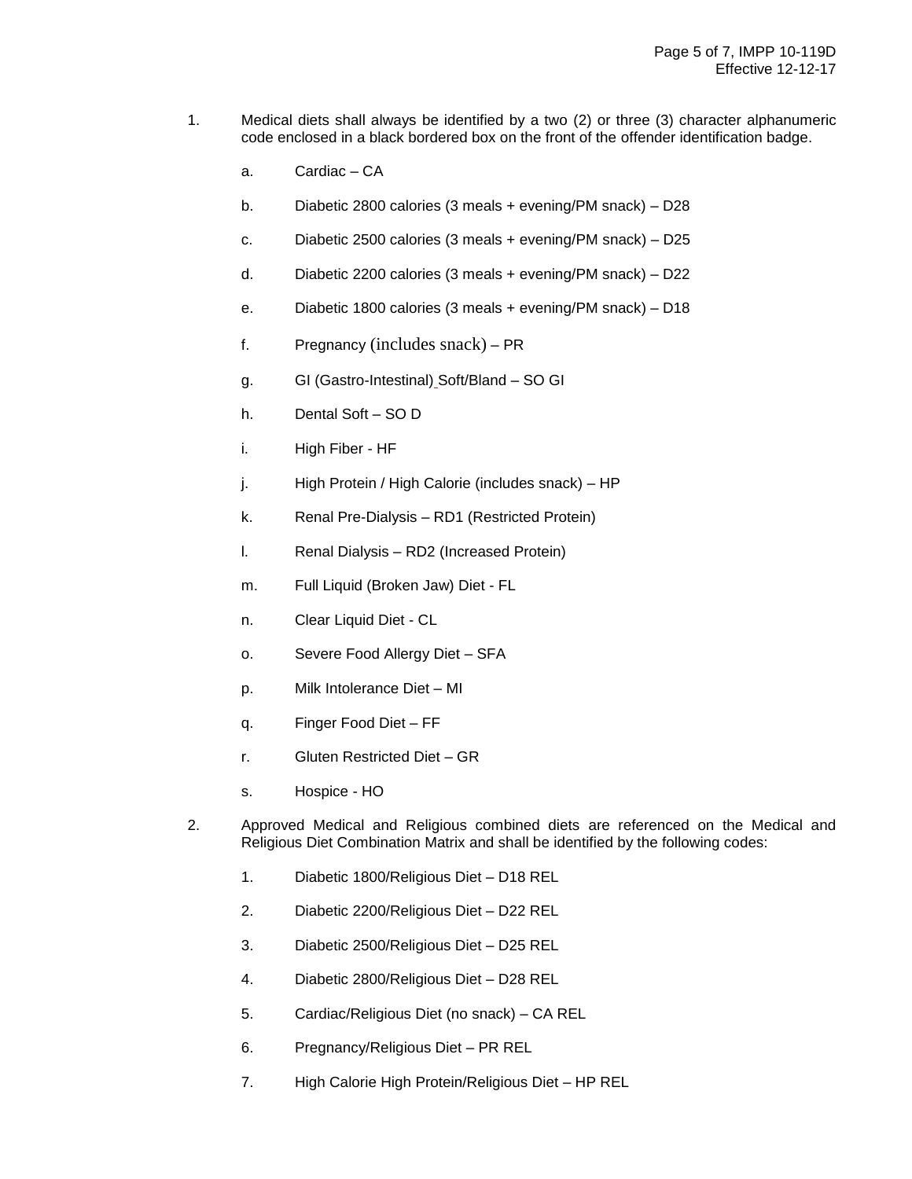1. Medical diets shall always be identified by a two (2) or three (3) character alphanumeric code enclosed in a black bordered box on the front of the offender identification badge.

   a. Cardiac – CA

   b. Diabetic 2800 calories (3 meals + evening/PM snack) – D28

   c. Diabetic 2500 calories (3 meals + evening/PM snack) – D25

   d. Diabetic 2200 calories (3 meals + evening/PM snack) – D22

   e. Diabetic 1800 calories (3 meals + evening/PM snack) – D18

   f. Pregnancy (includes snack) – PR

   g. GI (Gastro-Intestinal) Soft/Bland – SO GI

   h. Dental Soft – SO D

   i. High Fiber - HF

   j. High Protein / High Calorie (includes snack) – HP

   k. Renal Pre-Dialysis – RD1 (Restricted Protein)

   l. Renal Dialysis – RD2 (Increased Protein)

   m. Full Liquid (Broken Jaw) Diet - FL

   n. Clear Liquid Diet - CL

   o. Severe Food Allergy Diet – SFA

   p. Milk Intolerance Diet – MI

   q. Finger Food Diet – FF

   r. Gluten Restricted Diet – GR

   s. Hospice - HO

2. Approved Medical and Religious combined diets are referenced on the Medical and Religious Diet Combination Matrix and shall be identified by the following codes:

   1. Diabetic 1800/Religious Diet – D18 REL

   2. Diabetic 2200/Religious Diet – D22 REL

   3. Diabetic 2500/Religious Diet – D25 REL

   4. Diabetic 2800/Religious Diet – D28 REL

   5. Cardiac/Religious Diet (no snack) – CA REL

   6. Pregnancy/Religious Diet – PR REL

   7. High Calorie High Protein/Religious Diet – HP REL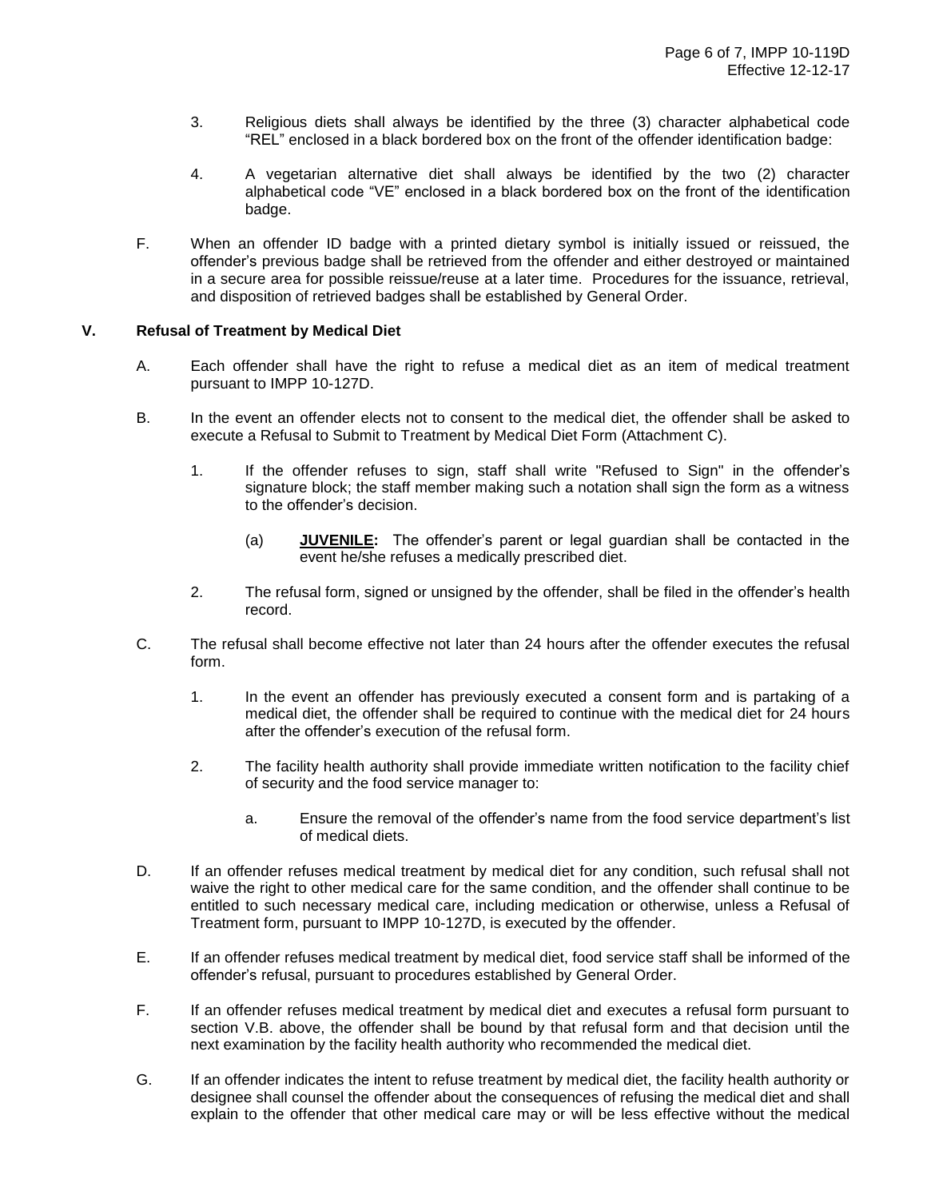3. Religious diets shall always be identified by the three (3) character alphabetical code "REL" enclosed in a black bordered box on the front of the offender identification badge:

4. A vegetarian alternative diet shall always be identified by the two (2) character alphabetical code "VE" enclosed in a black bordered box on the front of the identification badge.

F. When an offender ID badge with a printed dietary symbol is initially issued or reissued, the offender's previous badge shall be retrieved from the offender and either destroyed or maintained in a secure area for possible reissue/reuse at a later time. Procedures for the issuance, retrieval, and disposition of retrieved badges shall be established by General Order.

## V. Refusal of Treatment by Medical Diet

A. Each offender shall have the right to refuse a medical diet as an item of medical treatment pursuant to IMPP 10-127D.

B. In the event an offender elects not to consent to the medical diet, the offender shall be asked to execute a Refusal to Submit to Treatment by Medical Diet Form (Attachment C).

1. If the offender refuses to sign, staff shall write "Refused to Sign" in the offender's signature block; the staff member making such a notation shall sign the form as a witness to the offender's decision.

   (a) **JUVENILE:** The offender's parent or legal guardian shall be contacted in the event he/she refuses a medically prescribed diet.

2. The refusal form, signed or unsigned by the offender, shall be filed in the offender's health record.

C. The refusal shall become effective not later than 24 hours after the offender executes the refusal form.

1. In the event an offender has previously executed a consent form and is partaking of a medical diet, the offender shall be required to continue with the medical diet for 24 hours after the offender's execution of the refusal form.

2. The facility health authority shall provide immediate written notification to the facility chief of security and the food service manager to:

   a. Ensure the removal of the offender's name from the food service department's list of medical diets.

D. If an offender refuses medical treatment by medical diet for any condition, such refusal shall not waive the right to other medical care for the same condition, and the offender shall continue to be entitled to such necessary medical care, including medication or otherwise, unless a Refusal of Treatment form, pursuant to IMPP 10-127D, is executed by the offender.

E. If an offender refuses medical treatment by medical diet, food service staff shall be informed of the offender's refusal, pursuant to procedures established by General Order.

F. If an offender refuses medical treatment by medical diet and executes a refusal form pursuant to section V.B. above, the offender shall be bound by that refusal form and that decision until the next examination by the facility health authority who recommended the medical diet.

G. If an offender indicates the intent to refuse treatment by medical diet, the facility health authority or designee shall counsel the offender about the consequences of refusing the medical diet and shall explain to the offender that other medical care may or will be less effective without the medical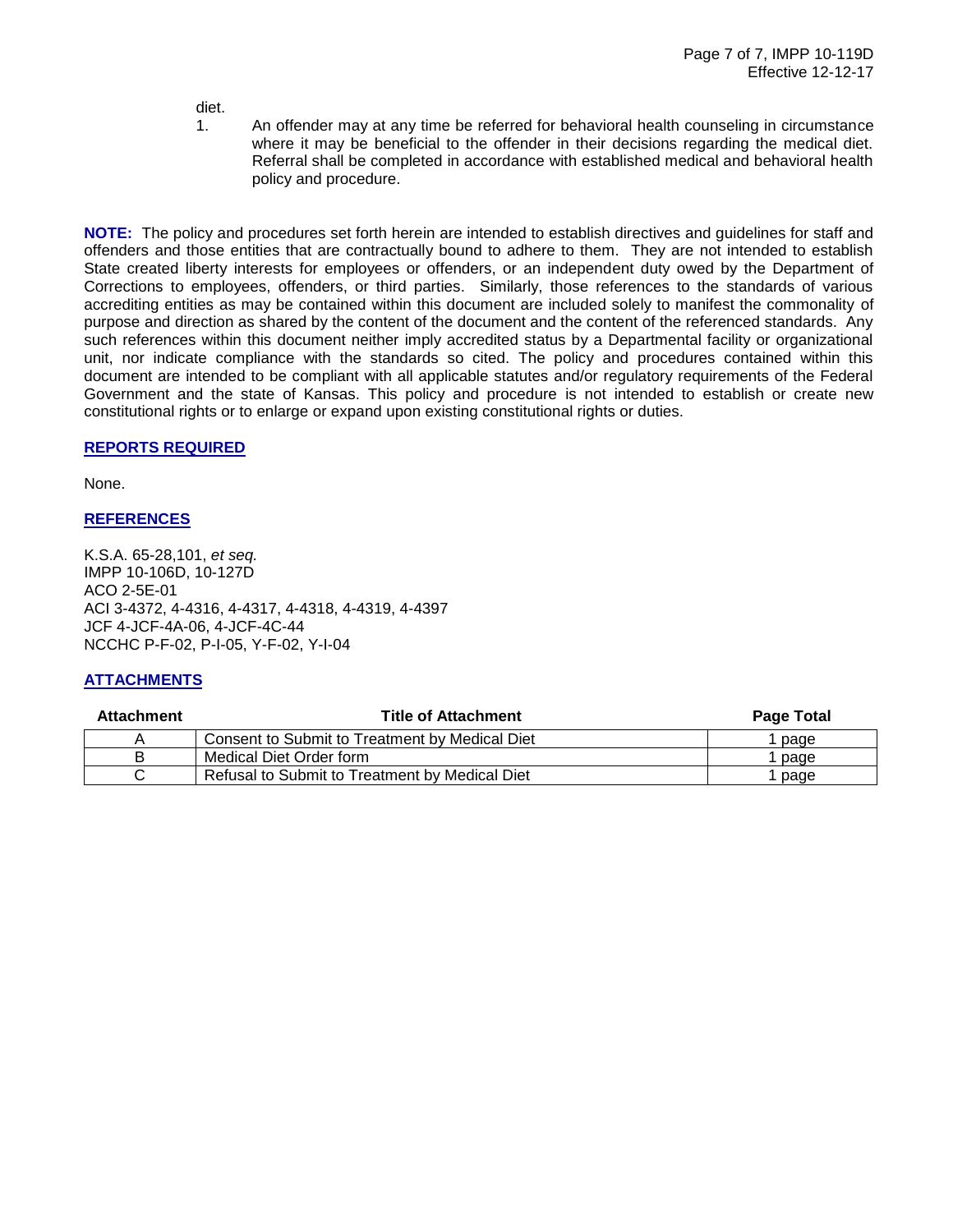diet.

1. An offender may at any time be referred for behavioral health counseling in circumstance where it may be beneficial to the offender in their decisions reguarding the medical diet. Referral shall be completed in accordance with established medical and behavioral health policy and procedure.

**NOTE:** The policy and procedures set forth herein are intended to establish directives and guidelines for staff and offenders and those entities that are contractually bound to adhere to them. They are not intended to establish State created liberty interests for employees or offenders, or an independent duty owed by the Department of Corrections to employees, offenders, or third parties. Similarly, those references to the standards of various accrediting entities as may be contained within this document are included solely to manifest the commonality of purpose and direction as shared by the content of the document and the content of the referenced standards. Any such references within this document neither imply accredited status by a Departmental facility or organizational unit, nor indicate compliance with the standards so cited. The policy and procedures contained within this document are intended to be compliant with all applicable statutes and/or regulatory requirements of the Federal Government and the state of Kansas. This policy and procedure is not intended to establish or create new constitutional rights or to enlarge or expand upon existing constitutional rights or duties.

## REPORTS REQUIRED

None.

## REFERENCES

K.S.A. 65-28,101, *et seq.*
IMPP 10-106D, 10-127D
ACO 2-5E-01
ACI 3-4372, 4-4316, 4-4317, 4-4318, 4-4319, 4-4397
JCF 4-JCF-4A-06, 4-JCF-4C-44
NCCHC P-F-02, P-I-05, Y-F-02, Y-I-04

## ATTACHMENTS

| Attachment | Title of Attachment | Page Total |
|---|---|---|
| A | Consent to Submit to Treatment by Medical Diet | 1 page |
| B | Medical Diet Order form | 1 page |
| C | Refusal to Submit to Treatment by Medical Diet | 1 page |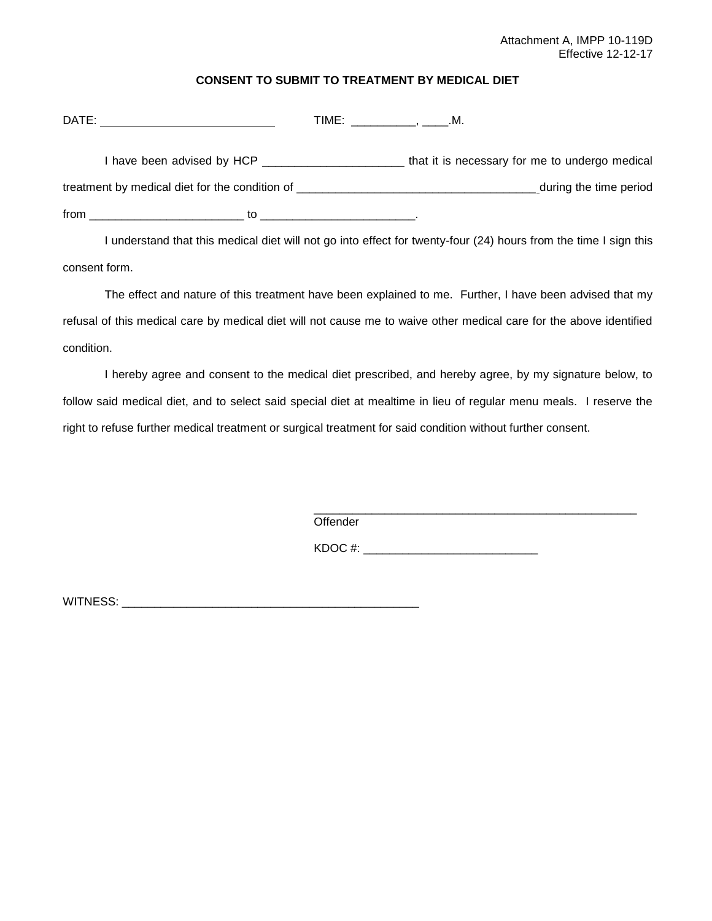Attachment A, IMPP 10-119D
Effective 12-12-17

**CONSENT TO SUBMIT TO TREATMENT BY MEDICAL DIET**

DATE: ___________________________ TIME: __________, ____.M.

I have been advised by HCP ______________________ that it is necessary for me to undergo medical treatment by medical diet for the condition of ______________________________________ during the time period from ________________________ to ________________________.

I understand that this medical diet will not go into effect for twenty-four (24) hours from the time I sign this consent form.

The effect and nature of this treatment have been explained to me. Further, I have been advised that my refusal of this medical care by medical diet will not cause me to waive other medical care for the above identified condition.

I hereby agree and consent to the medical diet prescribed, and hereby agree, by my signature below, to follow said medical diet, and to select said special diet at mealtime in lieu of regular menu meals. I reserve the right to refuse further medical treatment or surgical treatment for said condition without further consent.

______________________________________________________
Offender

KDOC #: ___________________________

WITNESS: _______________________________________________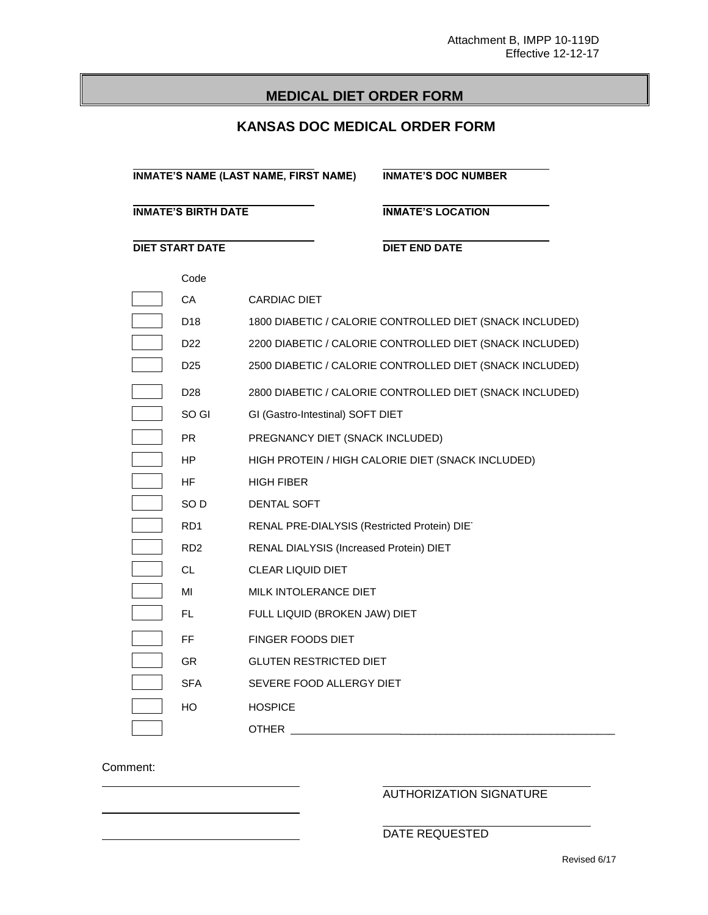Attachment B, IMPP 10-119D
Effective 12-12-17

# MEDICAL DIET ORDER FORM

## KANSAS DOC MEDICAL ORDER FORM

**INMATE'S NAME (LAST NAME, FIRST NAME)** ______________________ **INMATE'S DOC NUMBER** ______________________

**INMATE'S BIRTH DATE** ______________________ **INMATE'S LOCATION** ______________________

**DIET START DATE** ______________________ **DIET END DATE** ______________________

| | Code | |
|---|---|---|
| ☐ | CA | CARDIAC DIET |
| ☐ | D18 | 1800 DIABETIC / CALORIE CONTROLLED DIET (SNACK INCLUDED) |
| ☐ | D22 | 2200 DIABETIC / CALORIE CONTROLLED DIET (SNACK INCLUDED) |
| ☐ | D25 | 2500 DIABETIC / CALORIE CONTROLLED DIET (SNACK INCLUDED) |
| ☐ | D28 | 2800 DIABETIC / CALORIE CONTROLLED DIET (SNACK INCLUDED) |
| ☐ | SO GI | GI (Gastro-Intestinal) SOFT DIET |
| ☐ | PR | PREGNANCY DIET (SNACK INCLUDED) |
| ☐ | HP | HIGH PROTEIN / HIGH CALORIE DIET (SNACK INCLUDED) |
| ☐ | HF | HIGH FIBER |
| ☐ | SO D | DENTAL SOFT |
| ☐ | RD1 | RENAL PRE-DIALYSIS (Restricted Protein) DIET |
| ☐ | RD2 | RENAL DIALYSIS (Increased Protein) DIET |
| ☐ | CL | CLEAR LIQUID DIET |
| ☐ | MI | MILK INTOLERANCE DIET |
| ☐ | FL | FULL LIQUID (BROKEN JAW) DIET |
| ☐ | FF | FINGER FOODS DIET |
| ☐ | GR | GLUTEN RESTRICTED DIET |
| ☐ | SFA | SEVERE FOOD ALLERGY DIET |
| ☐ | HO | HOSPICE |
| ☐ | | OTHER ______________________________________ |

Comment:

______________________________

______________________________

______________________________

______________________________
AUTHORIZATION SIGNATURE

______________________________
DATE REQUESTED

Revised 6/17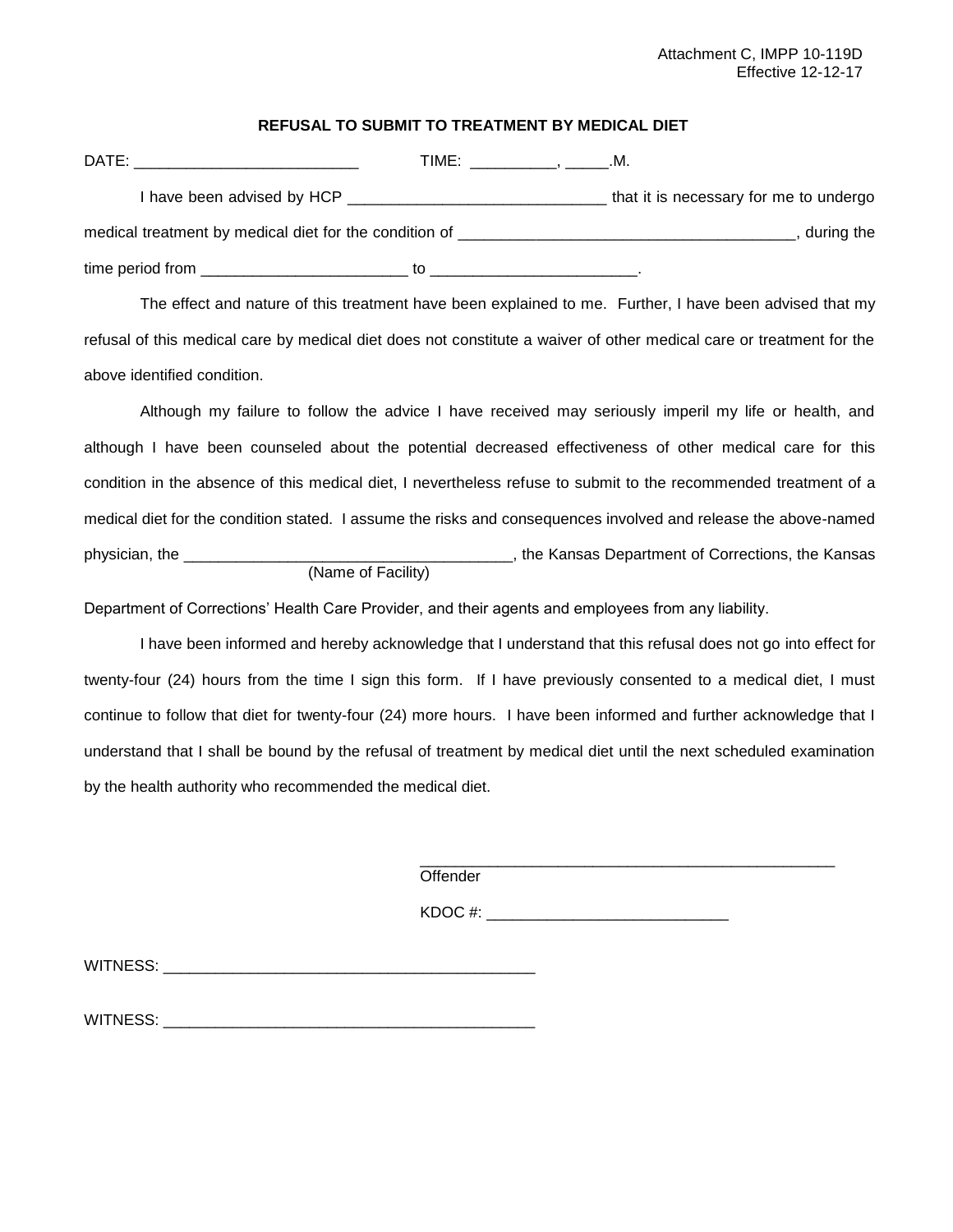Attachment C, IMPP 10-119D
Effective 12-12-17

**REFUSAL TO SUBMIT TO TREATMENT BY MEDICAL DIET**

DATE: __________________________ TIME: __________, _____.M.

I have been advised by HCP _____________________________ that it is necessary for me to undergo medical treatment by medical diet for the condition of ______________________________________, during the time period from _______________________ to _______________________.

The effect and nature of this treatment have been explained to me. Further, I have been advised that my refusal of this medical care by medical diet does not constitute a waiver of other medical care or treatment for the above identified condition.

Although my failure to follow the advice I have received may seriously imperil my life or health, and although I have been counseled about the potential decreased effectiveness of other medical care for this condition in the absence of this medical diet, I nevertheless refuse to submit to the recommended treatment of a medical diet for the condition stated. I assume the risks and consequences involved and release the above-named physician, the _____________________________________ (Name of Facility), the Kansas Department of Corrections, the Kansas Department of Corrections' Health Care Provider, and their agents and employees from any liability.

I have been informed and hereby acknowledge that I understand that this refusal does not go into effect for twenty-four (24) hours from the time I sign this form. If I have previously consented to a medical diet, I must continue to follow that diet for twenty-four (24) more hours. I have been informed and further acknowledge that I understand that I shall be bound by the refusal of treatment by medical diet until the next scheduled examination by the health authority who recommended the medical diet.

_______________________________________________
Offender

KDOC #: ____________________________

WITNESS: ___________________________________________

WITNESS: ___________________________________________